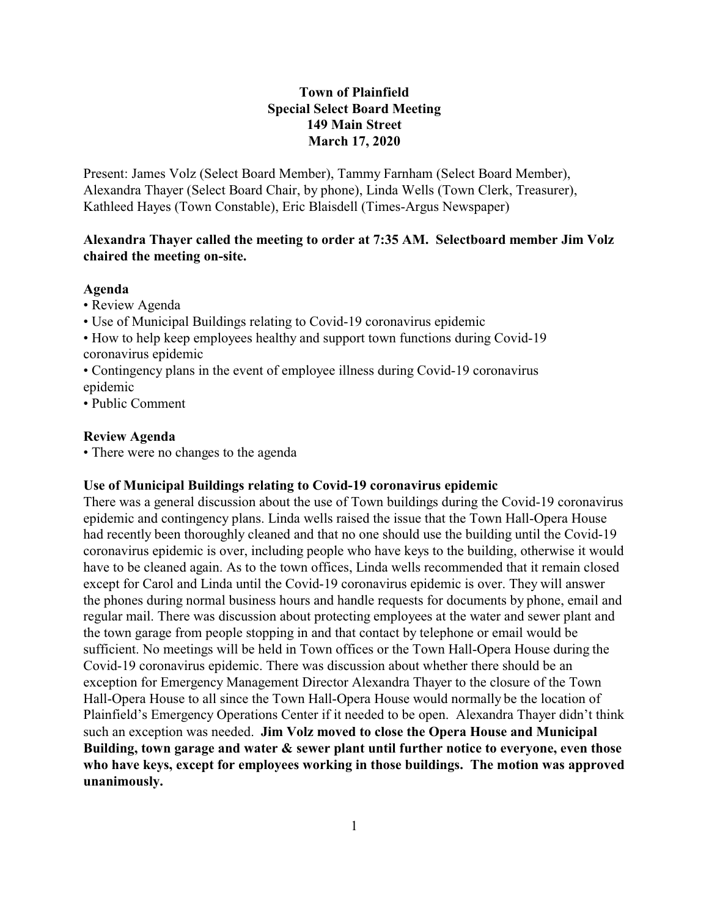# Town of Plainfield
## Special Select Board Meeting
### 149 Main Street
### March 17, 2020

Present: James Volz (Select Board Member), Tammy Farnham (Select Board Member), Alexandra Thayer (Select Board Chair, by phone), Linda Wells (Town Clerk, Treasurer), Kathleed Hayes (Town Constable), Eric Blaisdell (Times-Argus Newspaper)

**Alexandra Thayer called the meeting to order at 7:35 AM. Selectboard member Jim Volz chaired the meeting on-site.**

**Agenda**

- Review Agenda
- Use of Municipal Buildings relating to Covid-19 coronavirus epidemic
- How to help keep employees healthy and support town functions during Covid-19 coronavirus epidemic
- Contingency plans in the event of employee illness during Covid-19 coronavirus epidemic
- Public Comment

**Review Agenda**

- There were no changes to the agenda

**Use of Municipal Buildings relating to Covid-19 coronavirus epidemic**

There was a general discussion about the use of Town buildings during the Covid-19 coronavirus epidemic and contingency plans. Linda wells raised the issue that the Town Hall-Opera House had recently been thoroughly cleaned and that no one should use the building until the Covid-19 coronavirus epidemic is over, including people who have keys to the building, otherwise it would have to be cleaned again. As to the town offices, Linda wells recommended that it remain closed except for Carol and Linda until the Covid-19 coronavirus epidemic is over. They will answer the phones during normal business hours and handle requests for documents by phone, email and regular mail. There was discussion about protecting employees at the water and sewer plant and the town garage from people stopping in and that contact by telephone or email would be sufficient. No meetings will be held in Town offices or the Town Hall-Opera House during the Covid-19 coronavirus epidemic. There was discussion about whether there should be an exception for Emergency Management Director Alexandra Thayer to the closure of the Town Hall-Opera House to all since the Town Hall-Opera House would normally be the location of Plainfield's Emergency Operations Center if it needed to be open. Alexandra Thayer didn't think such an exception was needed. **Jim Volz moved to close the Opera House and Municipal Building, town garage and water & sewer plant until further notice to everyone, even those who have keys, except for employees working in those buildings. The motion was approved unanimously.**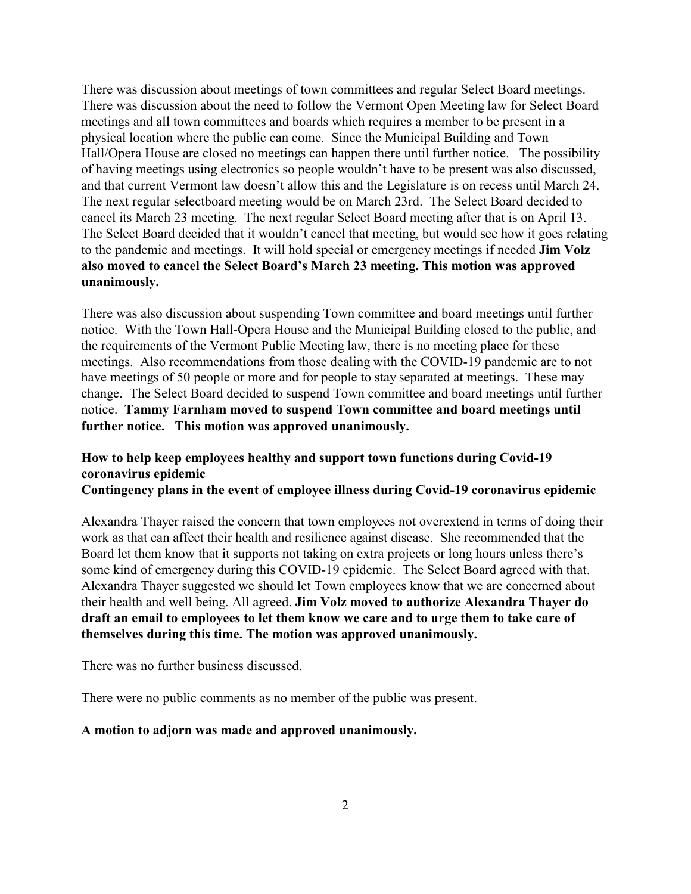There was discussion about meetings of town committees and regular Select Board meetings. There was discussion about the need to follow the Vermont Open Meeting law for Select Board meetings and all town committees and boards which requires a member to be present in a physical location where the public can come. Since the Municipal Building and Town Hall/Opera House are closed no meetings can happen there until further notice. The possibility of having meetings using electronics so people wouldn't have to be present was also discussed, and that current Vermont law doesn't allow this and the Legislature is on recess until March 24. The next regular selectboard meeting would be on March 23rd. The Select Board decided to cancel its March 23 meeting. The next regular Select Board meeting after that is on April 13. The Select Board decided that it wouldn't cancel that meeting, but would see how it goes relating to the pandemic and meetings. It will hold special or emergency meetings if needed **Jim Volz also moved to cancel the Select Board's March 23 meeting. This motion was approved unanimously.**

There was also discussion about suspending Town committee and board meetings until further notice. With the Town Hall-Opera House and the Municipal Building closed to the public, and the requirements of the Vermont Public Meeting law, there is no meeting place for these meetings. Also recommendations from those dealing with the COVID-19 pandemic are to not have meetings of 50 people or more and for people to stay separated at meetings. These may change. The Select Board decided to suspend Town committee and board meetings until further notice. **Tammy Farnham moved to suspend Town committee and board meetings until further notice. This motion was approved unanimously.**

**How to help keep employees healthy and support town functions during Covid-19 coronavirus epidemic**
**Contingency plans in the event of employee illness during Covid-19 coronavirus epidemic**

Alexandra Thayer raised the concern that town employees not overextend in terms of doing their work as that can affect their health and resilience against disease. She recommended that the Board let them know that it supports not taking on extra projects or long hours unless there's some kind of emergency during this COVID-19 epidemic. The Select Board agreed with that. Alexandra Thayer suggested we should let Town employees know that we are concerned about their health and well being. All agreed. **Jim Volz moved to authorize Alexandra Thayer do draft an email to employees to let them know we care and to urge them to take care of themselves during this time. The motion was approved unanimously.**

There was no further business discussed.

There were no public comments as no member of the public was present.

**A motion to adjorn was made and approved unanimously.**